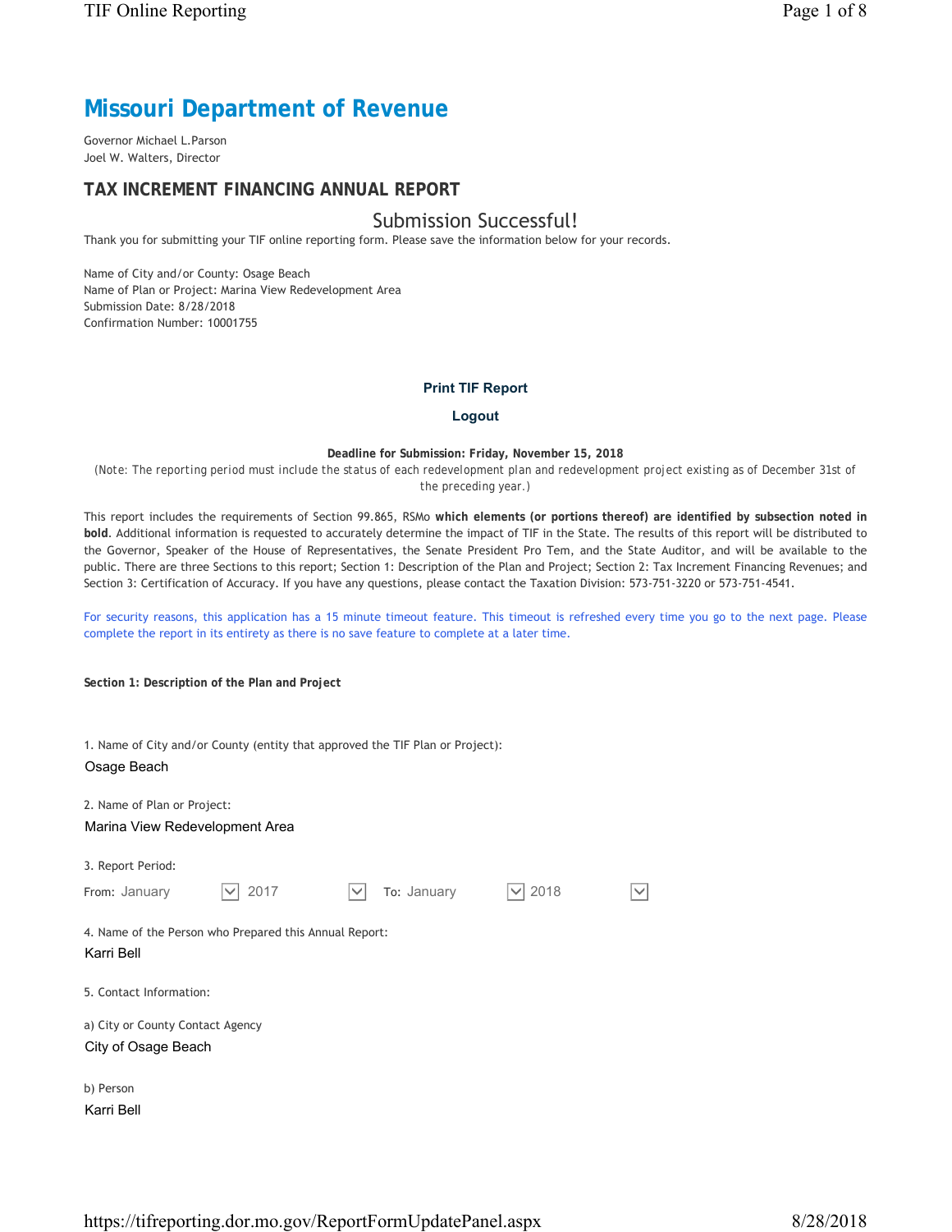# Missouri Department of Revenue

Governor Michael L.Parson
Joel W. Walters, Director

## TAX INCREMENT FINANCING ANNUAL REPORT

### Submission Successful!

Thank you for submitting your TIF online reporting form. Please save the information below for your records.

Name of City and/or County: Osage Beach
Name of Plan or Project: Marina View Redevelopment Area
Submission Date: 8/28/2018
Confirmation Number: 10001755

**Print TIF Report**

**Logout**

**Deadline for Submission: Friday, November 15, 2018**
(Note: The reporting period must include the status of each redevelopment plan and redevelopment project existing as of December 31st of the preceding year.)

This report includes the requirements of Section 99.865, RSMo **which elements (or portions thereof) are identified by subsection noted in bold**. Additional information is requested to accurately determine the impact of TIF in the State. The results of this report will be distributed to the Governor, Speaker of the House of Representatives, the Senate President Pro Tem, and the State Auditor, and will be available to the public. There are three Sections to this report; Section 1: Description of the Plan and Project; Section 2: Tax Increment Financing Revenues; and Section 3: Certification of Accuracy. If you have any questions, please contact the Taxation Division: 573-751-3220 or 573-751-4541.

For security reasons, this application has a 15 minute timeout feature. This timeout is refreshed every time you go to the next page. Please complete the report in its entirety as there is no save feature to complete at a later time.

**Section 1: Description of the Plan and Project**

1. Name of City and/or County (entity that approved the TIF Plan or Project):
Osage Beach

2. Name of Plan or Project:
Marina View Redevelopment Area

3. Report Period:
From: January 2017 To: January 2018

4. Name of the Person who Prepared this Annual Report:
Karri Bell

5. Contact Information:

a) City or County Contact Agency
City of Osage Beach

b) Person
Karri Bell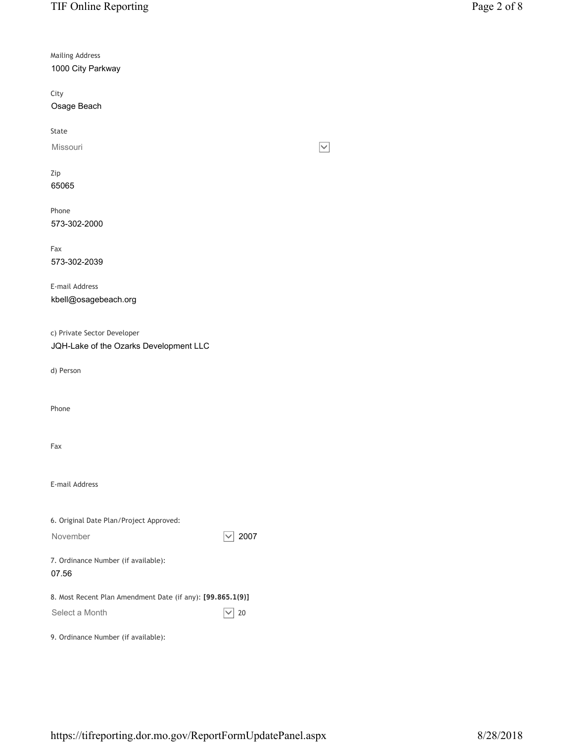Mailing Address
1000 City Parkway

City
Osage Beach

State
Missouri

Zip
65065

Phone
573-302-2000

Fax
573-302-2039

E-mail Address
kbell@osagebeach.org

c) Private Sector Developer
JQH-Lake of the Ozarks Development LLC

d) Person

Phone

Fax

E-mail Address

6. Original Date Plan/Project Approved:
November 2007

7. Ordinance Number (if available):
07.56

8. Most Recent Plan Amendment Date (if any): **[99.865.1(9)]**
Select a Month 20

9. Ordinance Number (if available):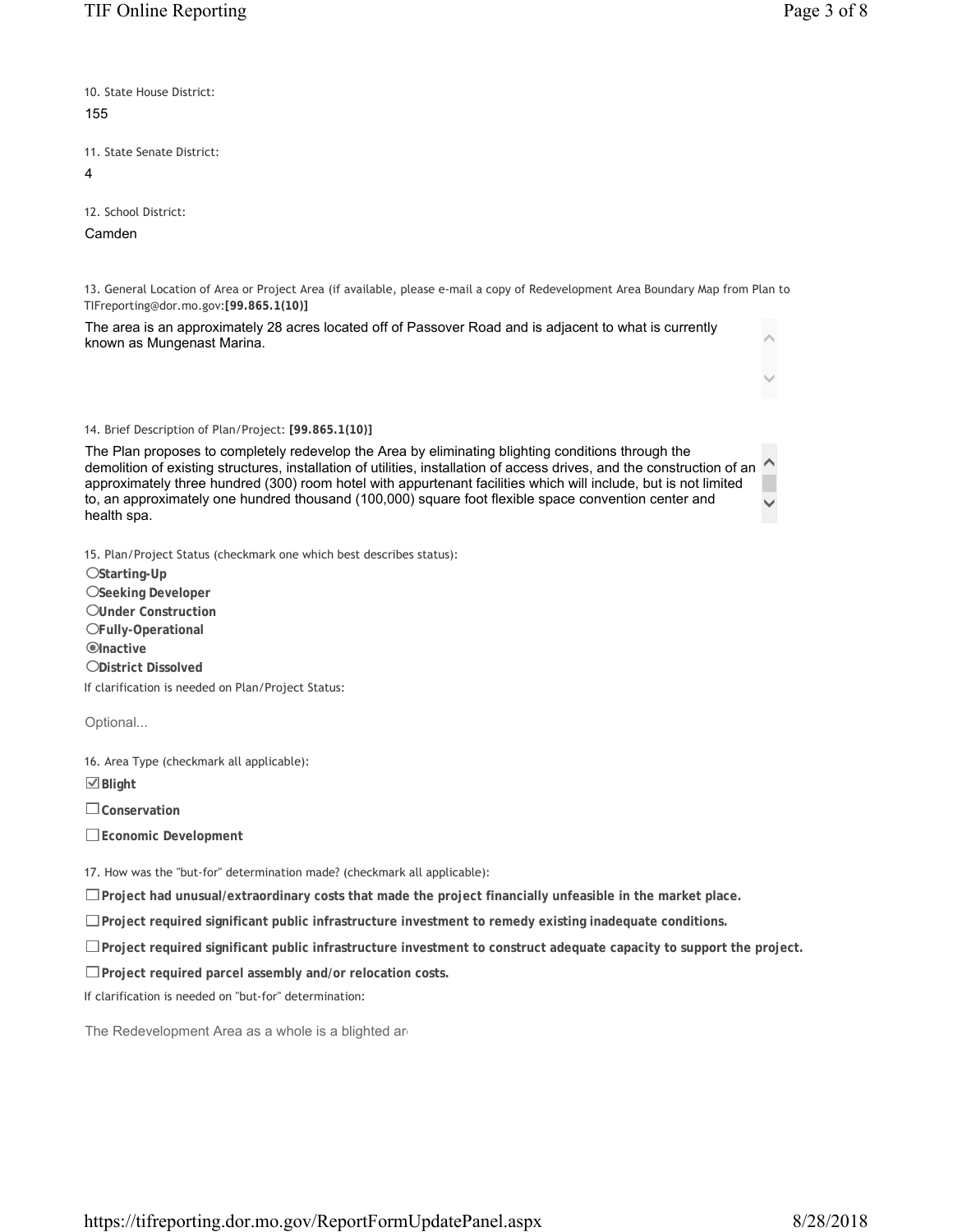10. State House District:

155

11. State Senate District:

4

12. School District:

Camden

13. General Location of Area or Project Area (if available, please e-mail a copy of Redevelopment Area Boundary Map from Plan to TIFreporting@dor.mo.gov:**[99.865.1(10)]**

The area is an approximately 28 acres located off of Passover Road and is adjacent to what is currently known as Mungenast Marina.

14. Brief Description of Plan/Project: **[99.865.1(10)]**

The Plan proposes to completely redevelop the Area by eliminating blighting conditions through the demolition of existing structures, installation of utilities, installation of access drives, and the construction of an approximately three hundred (300) room hotel with appurtenant facilities which will include, but is not limited to, an approximately one hundred thousand (100,000) square foot flexible space convention center and health spa.

15. Plan/Project Status (checkmark one which best describes status):

- ○ **Starting-Up**
- ○ **Seeking Developer**
- ○ **Under Construction**
- ○ **Fully-Operational**
- ◉ **Inactive**
- ○ **District Dissolved**

If clarification is needed on Plan/Project Status:

Optional...

16. Area Type (checkmark all applicable):

- ☑ **Blight**
- ☐ **Conservation**
- ☐ **Economic Development**

17. How was the "but-for" determination made? (checkmark all applicable):

- ☐ **Project had unusual/extraordinary costs that made the project financially unfeasible in the market place.**
- ☐ **Project required significant public infrastructure investment to remedy existing inadequate conditions.**
- ☐ **Project required significant public infrastructure investment to construct adequate capacity to support the project.**
- ☐ **Project required parcel assembly and/or relocation costs.**

If clarification is needed on "but-for" determination:

The Redevelopment Area as a whole is a blighted ar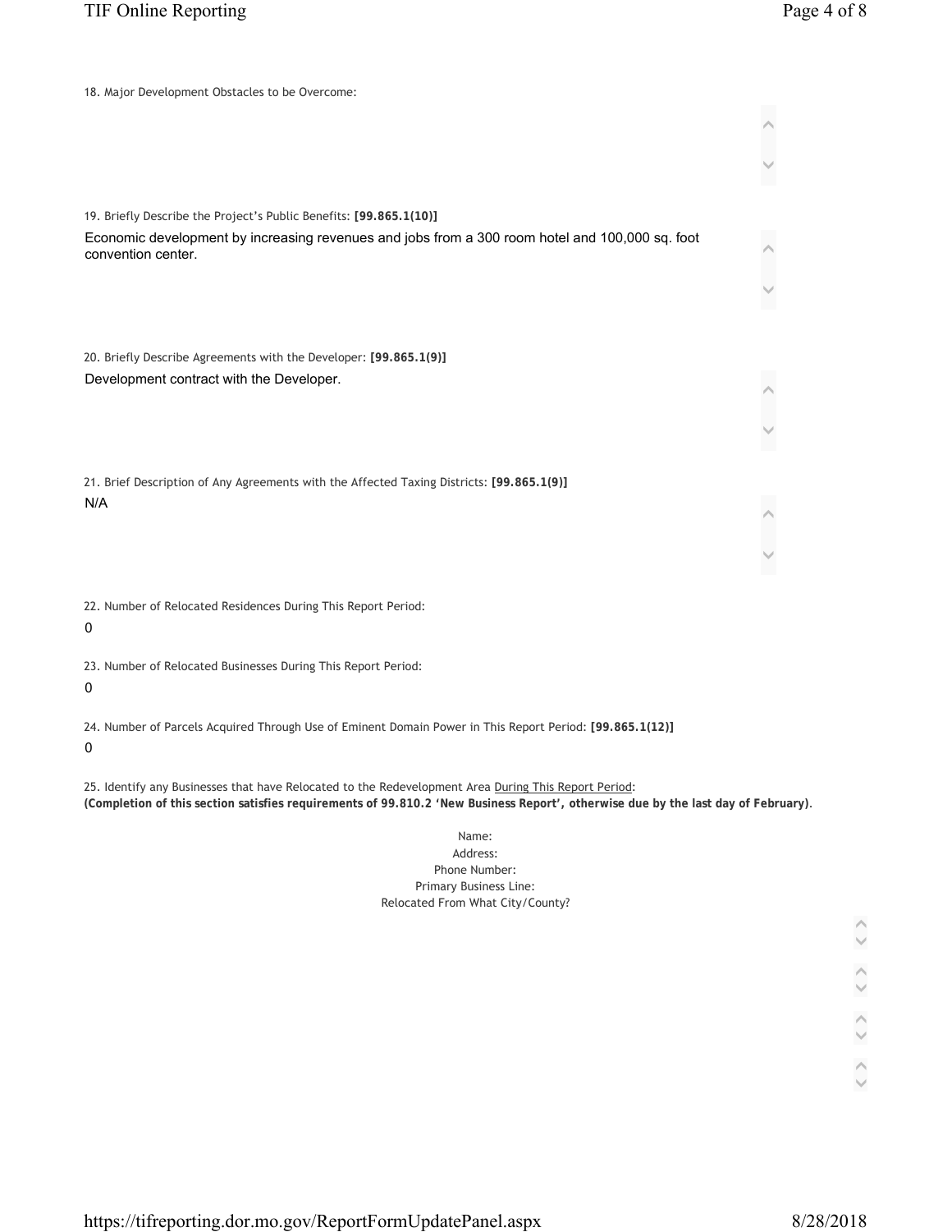18. Major Development Obstacles to be Overcome:

19. Briefly Describe the Project's Public Benefits: **[99.865.1(10)]**

Economic development by increasing revenues and jobs from a 300 room hotel and 100,000 sq. foot convention center.

20. Briefly Describe Agreements with the Developer: **[99.865.1(9)]**

Development contract with the Developer.

21. Brief Description of Any Agreements with the Affected Taxing Districts: **[99.865.1(9)]**

N/A

22. Number of Relocated Residences During This Report Period:

0

23. Number of Relocated Businesses During This Report Period:

0

24. Number of Parcels Acquired Through Use of Eminent Domain Power in This Report Period: **[99.865.1(12)]**

0

25. Identify any Businesses that have Relocated to the Redevelopment Area During This Report Period:
**(Completion of this section satisfies requirements of 99.810.2 'New Business Report', otherwise due by the last day of February)**.

Name:
Address:
Phone Number:
Primary Business Line:
Relocated From What City/County?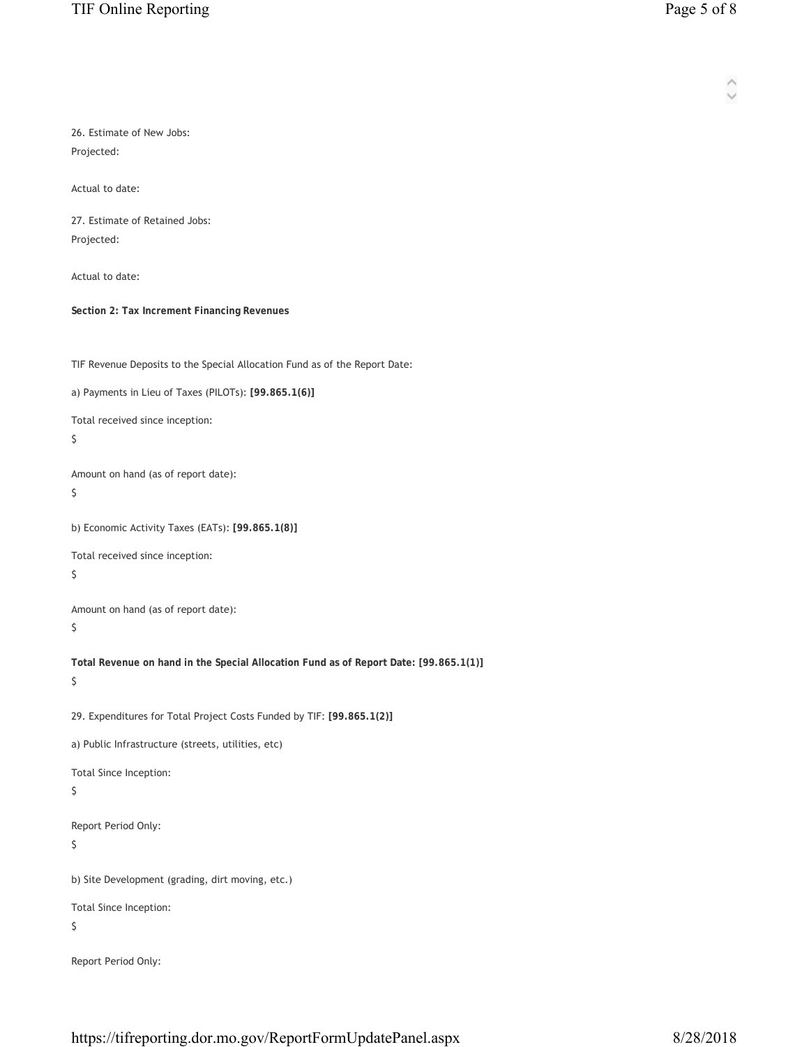26. Estimate of New Jobs:

Projected:

Actual to date:

27. Estimate of Retained Jobs:

Projected:

Actual to date:

**Section 2: Tax Increment Financing Revenues**

TIF Revenue Deposits to the Special Allocation Fund as of the Report Date:

a) Payments in Lieu of Taxes (PILOTs): **[99.865.1(6)]**

Total received since inception:

$

Amount on hand (as of report date):

$

b) Economic Activity Taxes (EATs): **[99.865.1(8)]**

Total received since inception:

$

Amount on hand (as of report date):

$

**Total Revenue on hand in the Special Allocation Fund as of Report Date: [99.865.1(1)]**

$

29. Expenditures for Total Project Costs Funded by TIF: **[99.865.1(2)]**

a) Public Infrastructure (streets, utilities, etc)

Total Since Inception:

$

Report Period Only:

$

b) Site Development (grading, dirt moving, etc.)

Total Since Inception:

$

Report Period Only: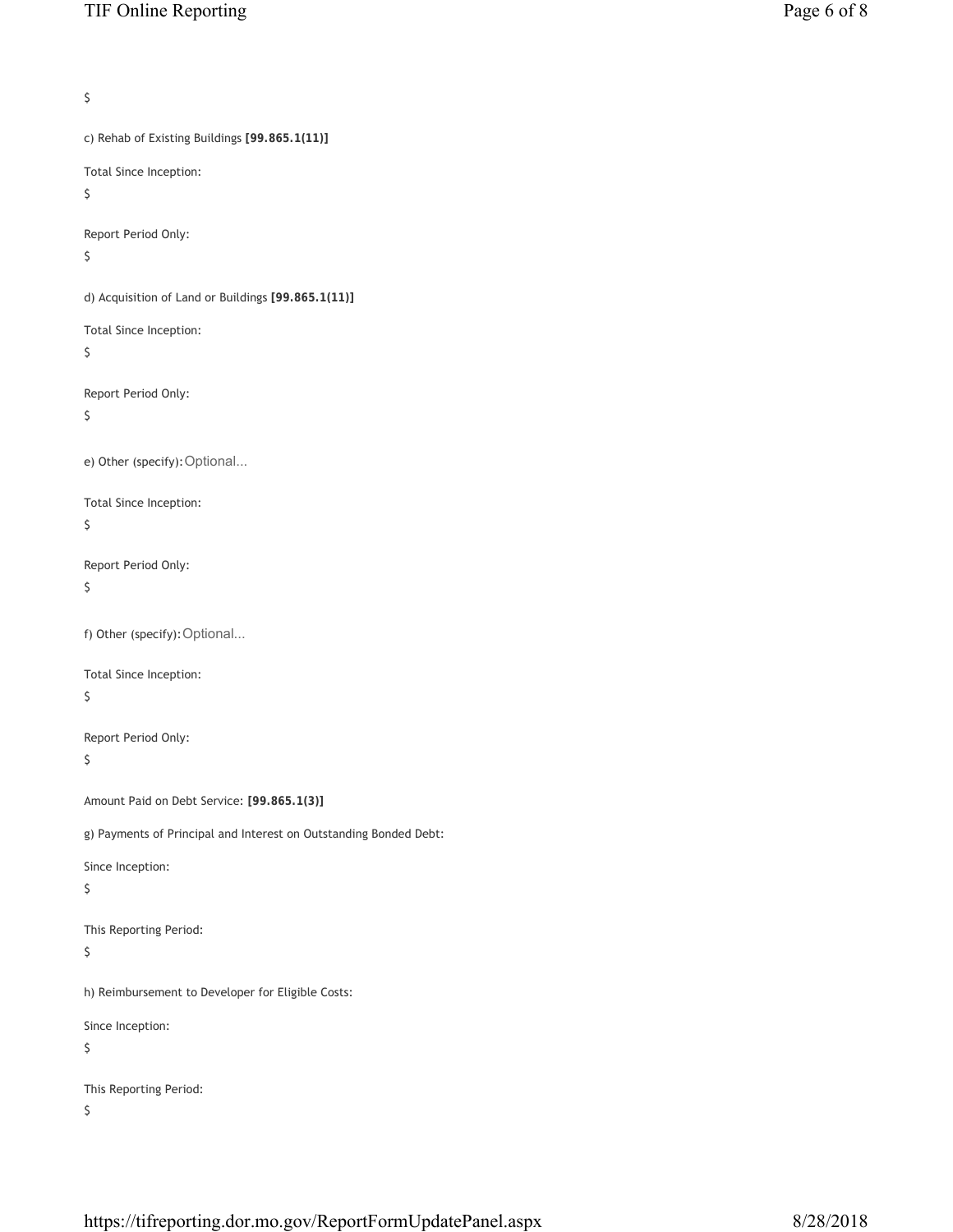$

c) Rehab of Existing Buildings **[99.865.1(11)]**

Total Since Inception:

$

Report Period Only:

$

d) Acquisition of Land or Buildings **[99.865.1(11)]**

Total Since Inception:

$

Report Period Only:

$

e) Other (specify): Optional...

Total Since Inception:

$

Report Period Only:

$

f) Other (specify): Optional...

Total Since Inception:

$

Report Period Only:

$

Amount Paid on Debt Service: **[99.865.1(3)]**

g) Payments of Principal and Interest on Outstanding Bonded Debt:

Since Inception:

$

This Reporting Period:

$

h) Reimbursement to Developer for Eligible Costs:

Since Inception:

$

This Reporting Period:

$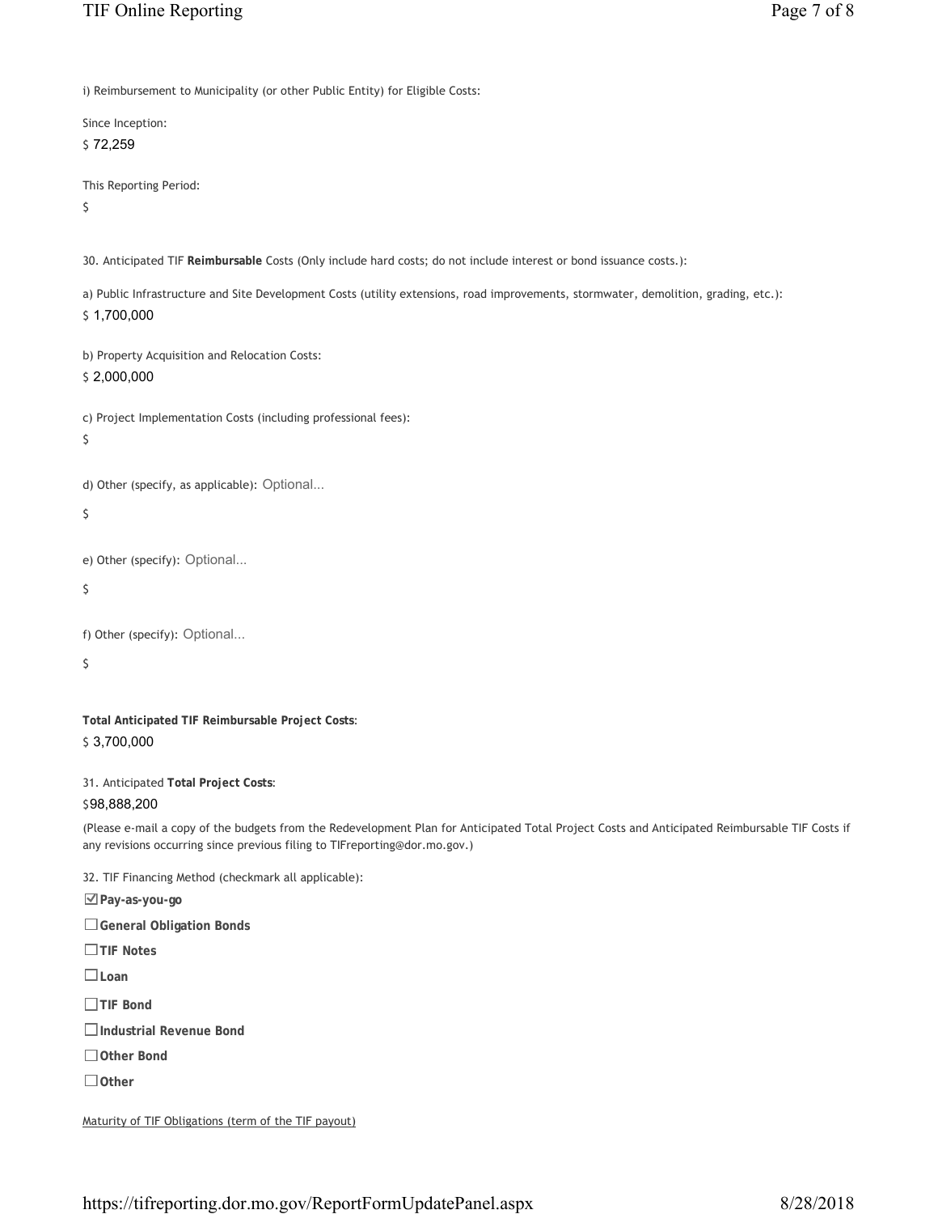i) Reimbursement to Municipality (or other Public Entity) for Eligible Costs:

Since Inception:

$ 72,259

This Reporting Period:

$

30. Anticipated TIF **Reimbursable** Costs (Only include hard costs; do not include interest or bond issuance costs.):

a) Public Infrastructure and Site Development Costs (utility extensions, road improvements, stormwater, demolition, grading, etc.):

$ 1,700,000

b) Property Acquisition and Relocation Costs:

$ 2,000,000

c) Project Implementation Costs (including professional fees):

$

d) Other (specify, as applicable): Optional...

$

e) Other (specify): Optional...

$

f) Other (specify): Optional...

$

**Total Anticipated TIF Reimbursable Project Costs**:

$ 3,700,000

31. Anticipated **Total Project Costs**:

$98,888,200

(Please e-mail a copy of the budgets from the Redevelopment Plan for Anticipated Total Project Costs and Anticipated Reimbursable TIF Costs if any revisions occurring since previous filing to TIFreporting@dor.mo.gov.)

32. TIF Financing Method (checkmark all applicable):

- ☑ **Pay-as-you-go**
- ☐ **General Obligation Bonds**
- ☐ **TIF Notes**
- ☐ **Loan**
- ☐ **TIF Bond**
- ☐ **Industrial Revenue Bond**
- ☐ **Other Bond**
- ☐ **Other**

Maturity of TIF Obligations (term of the TIF payout)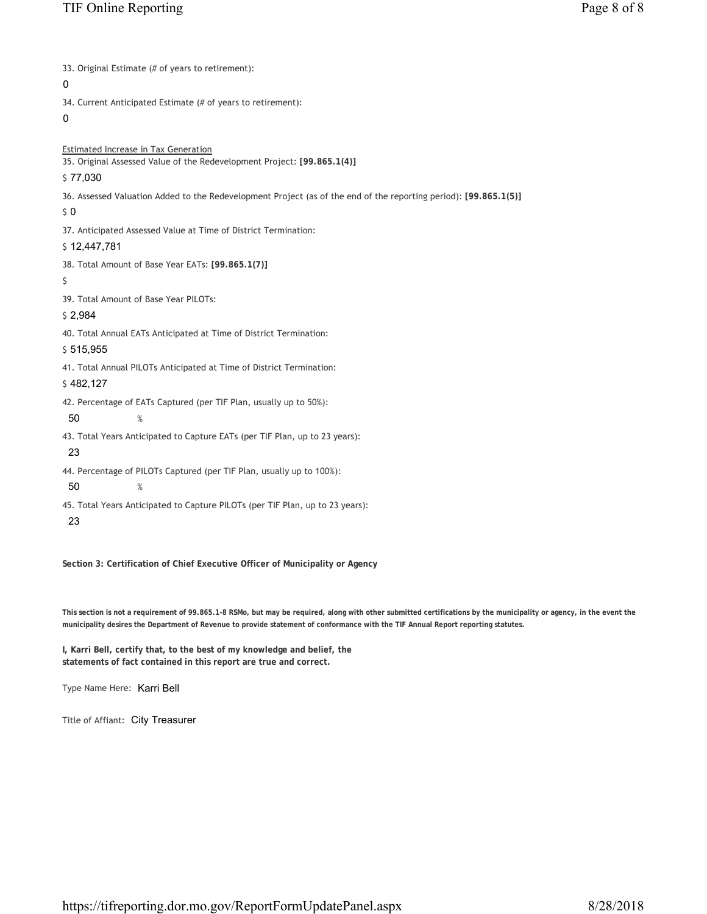33. Original Estimate (# of years to retirement):

0

34. Current Anticipated Estimate (# of years to retirement):

0

<u>Estimated Increase in Tax Generation</u>

35. Original Assessed Value of the Redevelopment Project: **[99.865.1(4)]**

$ 77,030

36. Assessed Valuation Added to the Redevelopment Project (as of the end of the reporting period): **[99.865.1(5)]**

$ 0

37. Anticipated Assessed Value at Time of District Termination:

$ 12,447,781

38. Total Amount of Base Year EATs: **[99.865.1(7)]**

$

39. Total Amount of Base Year PILOTs:

$ 2,984

40. Total Annual EATs Anticipated at Time of District Termination:

$ 515,955

41. Total Annual PILOTs Anticipated at Time of District Termination:

$ 482,127

42. Percentage of EATs Captured (per TIF Plan, usually up to 50%):

50 %

43. Total Years Anticipated to Capture EATs (per TIF Plan, up to 23 years):

23

44. Percentage of PILOTs Captured (per TIF Plan, usually up to 100%):

50 %

45. Total Years Anticipated to Capture PILOTs (per TIF Plan, up to 23 years):

23

**Section 3: Certification of Chief Executive Officer of Municipality or Agency**

**This section is not a requirement of 99.865.1-8 RSMo, but may be required, along with other submitted certifications by the municipality or agency, in the event the municipality desires the Department of Revenue to provide statement of conformance with the TIF Annual Report reporting statutes.**

**I, Karri Bell, certify that, to the best of my knowledge and belief, the statements of fact contained in this report are true and correct.**

Type Name Here: Karri Bell

Title of Affiant: City Treasurer